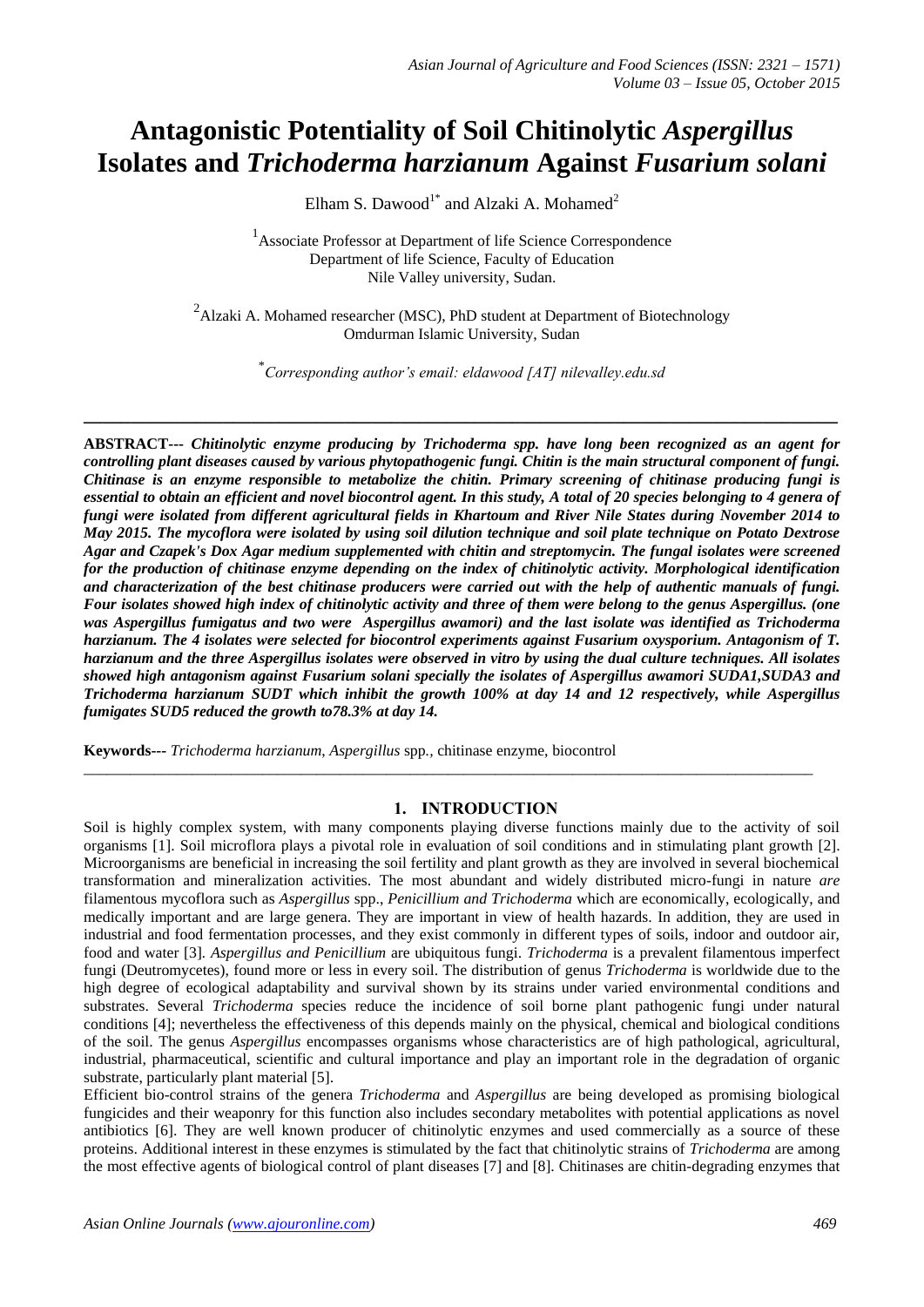# Antagonistic Potentiality of Soil Chitinolytic *Aspergillus* Isolates and *Trichoderma harzianum* Against *Fusarium solani*

Elham S. Dawood[1*] and Alzaki A. Mohamed[2]

[1]Associate Professor at Department of life Science Correspondence
Department of life Science, Faculty of Education
Nile Valley university, Sudan.

[2]Alzaki A. Mohamed researcher (MSC), PhD student at Department of Biotechnology
Omdurman Islamic University, Sudan

[*]*Corresponding author's email: eldawood [AT] nilevalley.edu.sd*

---

**ABSTRACT---** ***Chitinolytic enzyme producing by Trichoderma spp. have long been recognized as an agent for controlling plant diseases caused by various phytopathogenic fungi. Chitin is the main structural component of fungi. Chitinase is an enzyme responsible to metabolize the chitin. Primary screening of chitinase producing fungi is essential to obtain an efficient and novel biocontrol agent. In this study, A total of 20 species belonging to 4 genera of fungi were isolated from different agricultural fields in Khartoum and River Nile States during November 2014 to May 2015. The mycoflora were isolated by using soil dilution technique and soil plate technique on Potato Dextrose Agar and Czapek's Dox Agar medium supplemented with chitin and streptomycin. The fungal isolates were screened for the production of chitinase enzyme depending on the index of chitinolytic activity. Morphological identification and characterization of the best chitinase producers were carried out with the help of authentic manuals of fungi. Four isolates showed high index of chitinolytic activity and three of them were belong to the genus Aspergillus. (one was Aspergillus fumigatus and two were Aspergillus awamori) and the last isolate was identified as Trichoderma harzianum. The 4 isolates were selected for biocontrol experiments against Fusarium oxysporium. Antagonism of T. harzianum and the three Aspergillus isolates were observed in vitro by using the dual culture techniques. All isolates showed high antagonism against Fusarium solani specially the isolates of Aspergillus awamori SUDA1,SUDA3 and Trichoderma harzianum SUDT which inhibit the growth 100% at day 14 and 12 respectively, while Aspergillus fumigates SUD5 reduced the growth to78.3% at day 14.***

**Keywords---** *Trichoderma harzianum*, *Aspergillus* spp., chitinase enzyme, biocontrol

---

## 1. INTRODUCTION

Soil is highly complex system, with many components playing diverse functions mainly due to the activity of soil organisms [1]. Soil microflora plays a pivotal role in evaluation of soil conditions and in stimulating plant growth [2]. Microorganisms are beneficial in increasing the soil fertility and plant growth as they are involved in several biochemical transformation and mineralization activities. The most abundant and widely distributed micro-fungi in nature *are* filamentous mycoflora such as *Aspergillus* spp., *Penicillium and Trichoderma* which are economically, ecologically, and medically important and are large genera. They are important in view of health hazards. In addition, they are used in industrial and food fermentation processes, and they exist commonly in different types of soils, indoor and outdoor air, food and water [3]. *Aspergillus and Penicillium* are ubiquitous fungi. *Trichoderma* is a prevalent filamentous imperfect fungi (Deutromycetes), found more or less in every soil. The distribution of genus *Trichoderma* is worldwide due to the high degree of ecological adaptability and survival shown by its strains under varied environmental conditions and substrates. Several *Trichoderma* species reduce the incidence of soil borne plant pathogenic fungi under natural conditions [4]; nevertheless the effectiveness of this depends mainly on the physical, chemical and biological conditions of the soil. The genus *Aspergillus* encompasses organisms whose characteristics are of high pathological, agricultural, industrial, pharmaceutical, scientific and cultural importance and play an important role in the degradation of organic substrate, particularly plant material [5].

Efficient bio-control strains of the genera *Trichoderma* and *Aspergillus* are being developed as promising biological fungicides and their weaponry for this function also includes secondary metabolites with potential applications as novel antibiotics [6]. They are well known producer of chitinolytic enzymes and used commercially as a source of these proteins. Additional interest in these enzymes is stimulated by the fact that chitinolytic strains of *Trichoderma* are among the most effective agents of biological control of plant diseases [7] and [8]. Chitinases are chitin-degrading enzymes that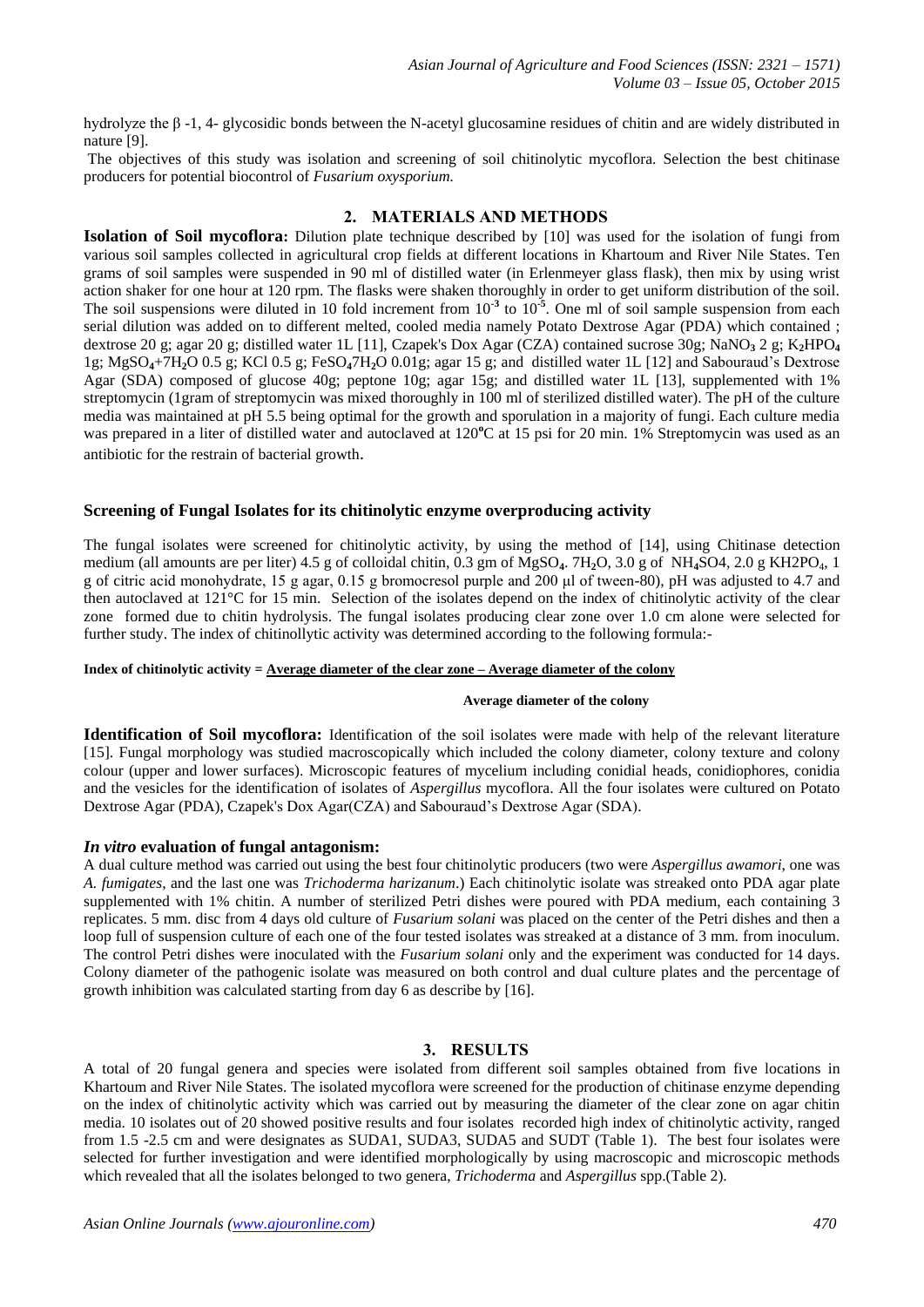hydrolyze the β -1, 4- glycosidic bonds between the N-acetyl glucosamine residues of chitin and are widely distributed in nature [9].

The objectives of this study was isolation and screening of soil chitinolytic mycoflora. Selection the best chitinase producers for potential biocontrol of *Fusarium oxysporium.*

## 2. MATERIALS AND METHODS

**Isolation of Soil mycoflora:** Dilution plate technique described by [10] was used for the isolation of fungi from various soil samples collected in agricultural crop fields at different locations in Khartoum and River Nile States. Ten grams of soil samples were suspended in 90 ml of distilled water (in Erlenmeyer glass flask), then mix by using wrist action shaker for one hour at 120 rpm. The flasks were shaken thoroughly in order to get uniform distribution of the soil. The soil suspensions were diluted in 10 fold increment from $10^{-3}$ to $10^{-5}$. One ml of soil sample suspension from each serial dilution was added on to different melted, cooled media namely Potato Dextrose Agar (PDA) which contained ; dextrose 20 g; agar 20 g; distilled water 1L [11], Czapek's Dox Agar (CZA) contained sucrose 30g; $NaNO_3$ 2 g; $K_2HPO_4$ 1g; $MgSO_4$+$7H_2O$ 0.5 g; KCl 0.5 g; $FeSO_4 7H_2O$ 0.01g; agar 15 g; and distilled water 1L [12] and Sabouraud's Dextrose Agar (SDA) composed of glucose 40g; peptone 10g; agar 15g; and distilled water 1L [13], supplemented with 1% streptomycin (1gram of streptomycin was mixed thoroughly in 100 ml of sterilized distilled water). The pH of the culture media was maintained at pH 5.5 being optimal for the growth and sporulation in a majority of fungi. Each culture media was prepared in a liter of distilled water and autoclaved at 120°C at 15 psi for 20 min. 1% Streptomycin was used as an antibiotic for the restrain of bacterial growth.

### Screening of Fungal Isolates for its chitinolytic enzyme overproducing activity

The fungal isolates were screened for chitinolytic activity, by using the method of [14], using Chitinase detection medium (all amounts are per liter) 4.5 g of colloidal chitin, 0.3 gm of $MgSO_4 . 7H_2O$, 3.0 g of $NH_4SO4$, 2.0 g $KH2PO_4$, 1 g of citric acid monohydrate, 15 g agar, 0.15 g bromocresol purple and 200 μl of tween-80), pH was adjusted to 4.7 and then autoclaved at 121°C for 15 min. Selection of the isolates depend on the index of chitinolytic activity of the clear zone formed due to chitin hydrolysis. The fungal isolates producing clear zone over 1.0 cm alone were selected for further study. The index of chitinollytic activity was determined according to the following formula:-

$$\textbf{Index of chitinolytic activity} = \frac{\textbf{Average diameter of the clear zone} - \textbf{Average diameter of the colony}}{\textbf{Average diameter of the colony}}$$

**Identification of Soil mycoflora:** Identification of the soil isolates were made with help of the relevant literature [15]. Fungal morphology was studied macroscopically which included the colony diameter, colony texture and colony colour (upper and lower surfaces). Microscopic features of mycelium including conidial heads, conidiophores, conidia and the vesicles for the identification of isolates of *Aspergillus* mycoflora. All the four isolates were cultured on Potato Dextrose Agar (PDA), Czapek's Dox Agar(CZA) and Sabouraud's Dextrose Agar (SDA).

### *In vitro* evaluation of fungal antagonism:

A dual culture method was carried out using the best four chitinolytic producers (two were *Aspergillus awamori*, one was *A. fumigates*, and the last one was *Trichoderma harizanum*.) Each chitinolytic isolate was streaked onto PDA agar plate supplemented with 1% chitin. A number of sterilized Petri dishes were poured with PDA medium, each containing 3 replicates. 5 mm. disc from 4 days old culture of *Fusarium solani* was placed on the center of the Petri dishes and then a loop full of suspension culture of each one of the four tested isolates was streaked at a distance of 3 mm. from inoculum. The control Petri dishes were inoculated with the *Fusarium solani* only and the experiment was conducted for 14 days. Colony diameter of the pathogenic isolate was measured on both control and dual culture plates and the percentage of growth inhibition was calculated starting from day 6 as describe by [16].

## 3. RESULTS

A total of 20 fungal genera and species were isolated from different soil samples obtained from five locations in Khartoum and River Nile States. The isolated mycoflora were screened for the production of chitinase enzyme depending on the index of chitinolytic activity which was carried out by measuring the diameter of the clear zone on agar chitin media. 10 isolates out of 20 showed positive results and four isolates recorded high index of chitinolytic activity, ranged from 1.5 -2.5 cm and were designates as SUDA1, SUDA3, SUDA5 and SUDT (Table 1). The best four isolates were selected for further investigation and were identified morphologically by using macroscopic and microscopic methods which revealed that all the isolates belonged to two genera, *Trichoderma* and *Aspergillus* spp.(Table 2).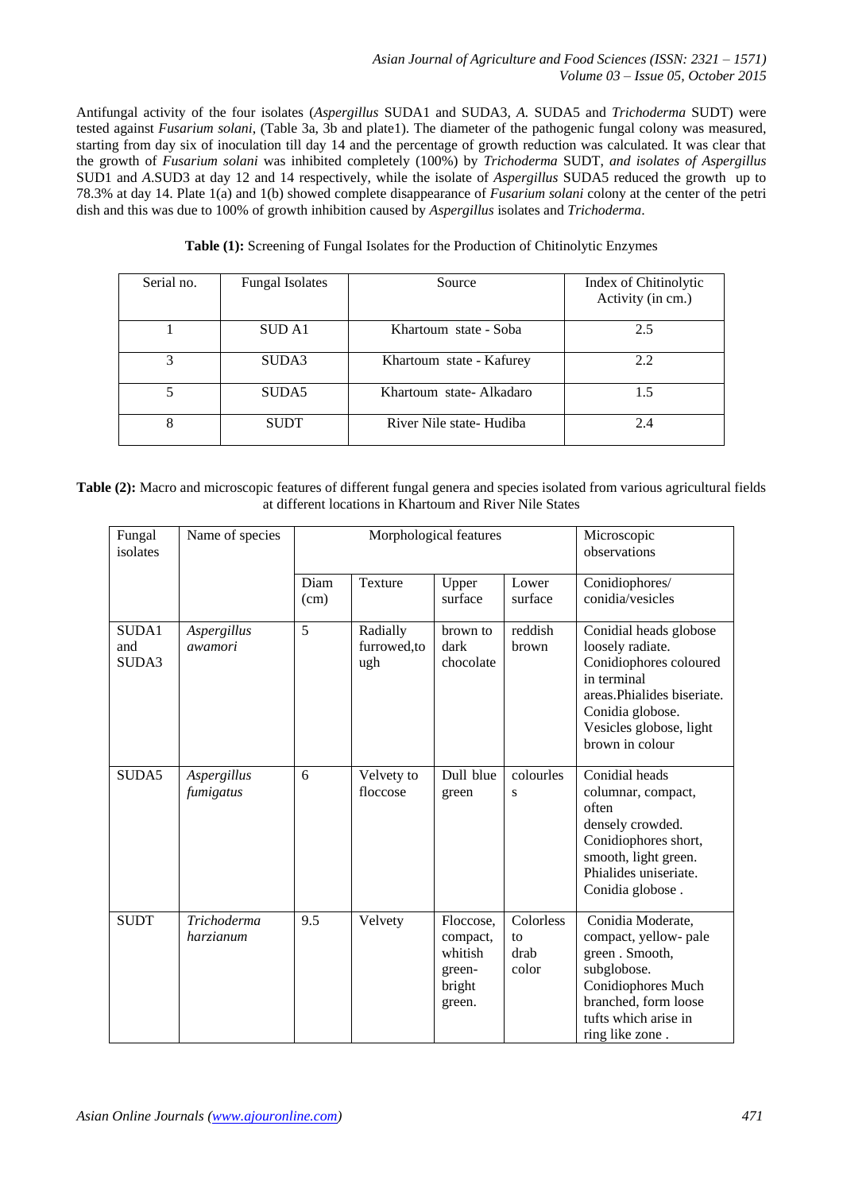Antifungal activity of the four isolates (*Aspergillus* SUDA1 and SUDA3, *A.* SUDA5 and *Trichoderma* SUDT) were tested against *Fusarium solani*, (Table 3a, 3b and plate1). The diameter of the pathogenic fungal colony was measured, starting from day six of inoculation till day 14 and the percentage of growth reduction was calculated. It was clear that the growth of *Fusarium solani* was inhibited completely (100%) by *Trichoderma* SUDT, *and isolates of Aspergillus* SUD1 and *A.*SUD3 at day 12 and 14 respectively, while the isolate of *Aspergillus* SUDA5 reduced the growth up to 78.3% at day 14. Plate 1(a) and 1(b) showed complete disappearance of *Fusarium solani* colony at the center of the petri dish and this was due to 100% of growth inhibition caused by *Aspergillus* isolates and *Trichoderma*.

**Table (1):** Screening of Fungal Isolates for the Production of Chitinolytic Enzymes

| Serial no. | Fungal Isolates | Source | Index of Chitinolytic Activity (in cm.) |
|---|---|---|---|
| 1 | SUD A1 | Khartoum state - Soba | 2.5 |
| 3 | SUDA3 | Khartoum state - Kafurey | 2.2 |
| 5 | SUDA5 | Khartoum state- Alkadaro | 1.5 |
| 8 | SUDT | River Nile state- Hudiba | 2.4 |

**Table (2):** Macro and microscopic features of different fungal genera and species isolated from various agricultural fields at different locations in Khartoum and River Nile States

| Fungal isolates | Name of species | Morphological features | | | | Microscopic observations |
|---|---|---|---|---|---|---|
| | | Diam (cm) | Texture | Upper surface | Lower surface | Conidiophores/ conidia/vesicles |
| SUDA1 and SUDA3 | *Aspergillus awamori* | 5 | Radially furrowed,tough | brown to dark chocolate | reddish brown | Conidial heads globose loosely radiate. Conidiophores coloured in terminal areas.Phialides biseriate. Conidia globose. Vesicles globose, light brown in colour |
| SUDA5 | *Aspergillus fumigatus* | 6 | Velvety to floccose | Dull blue green | colourless | Conidial heads columnar, compact, often densely crowded. Conidiophores short, smooth, light green. Phialides uniseriate. Conidia globose . |
| SUDT | *Trichoderma harzianum* | 9.5 | Velvety | Floccose, compact, whitish green-bright green. | Colorless to drab color | Conidia Moderate, compact, yellow- pale green . Smooth, subglobose. Conidiophores Much branched, form loose tufts which arise in ring like zone . |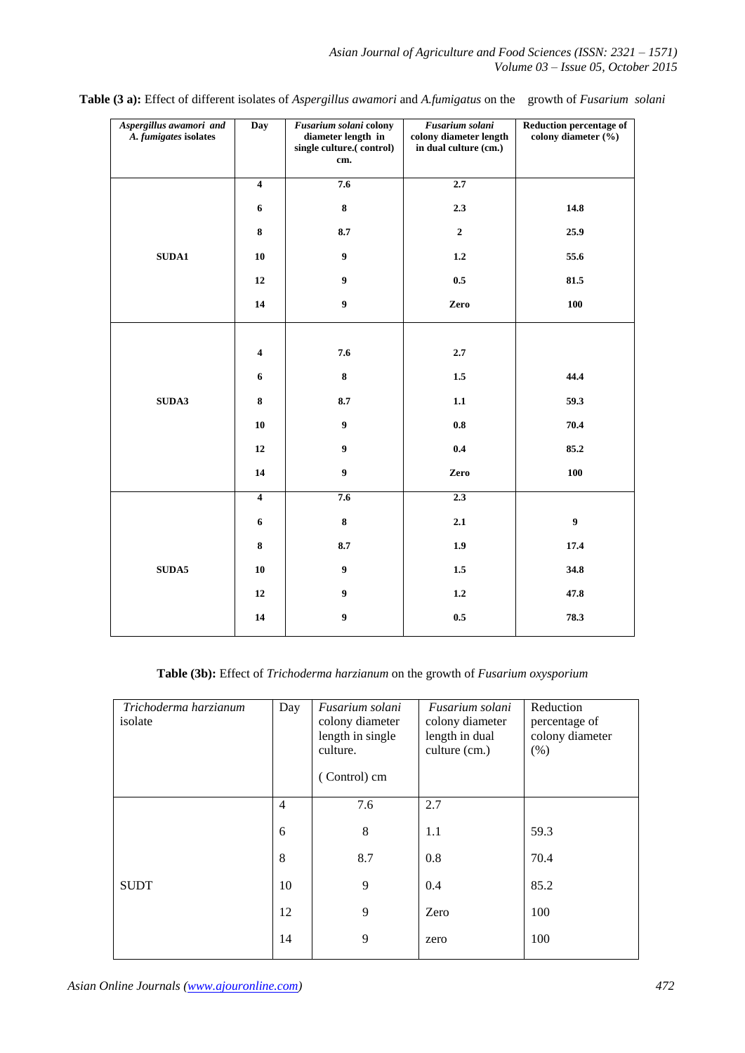**Table (3 a):** Effect of different isolates of *Aspergillus awamori* and *A.fumigatus* on the growth of *Fusarium solani*

| *Aspergillus awamori and A. fumigates* isolates | Day | *Fusarium solani* colony diameter length in single culture.( control) cm. | *Fusarium solani* colony diameter length in dual culture (cm.) | Reduction percentage of colony diameter (%) |
|---|---|---|---|---|
| SUDA1 | 4 | 7.6 | 2.7 | |
| | 6 | 8 | 2.3 | 14.8 |
| | 8 | 8.7 | 2 | 25.9 |
| | 10 | 9 | 1.2 | 55.6 |
| | 12 | 9 | 0.5 | 81.5 |
| | 14 | 9 | Zero | 100 |
| SUDA3 | 4 | 7.6 | 2.7 | |
| | 6 | 8 | 1.5 | 44.4 |
| | 8 | 8.7 | 1.1 | 59.3 |
| | 10 | 9 | 0.8 | 70.4 |
| | 12 | 9 | 0.4 | 85.2 |
| | 14 | 9 | Zero | 100 |
| SUDA5 | 4 | 7.6 | 2.3 | |
| | 6 | 8 | 2.1 | 9 |
| | 8 | 8.7 | 1.9 | 17.4 |
| | 10 | 9 | 1.5 | 34.8 |
| | 12 | 9 | 1.2 | 47.8 |
| | 14 | 9 | 0.5 | 78.3 |

**Table (3b):** Effect of *Trichoderma harzianum* on the growth of *Fusarium oxysporium*

| *Trichoderma harzianum* isolate | Day | *Fusarium solani* colony diameter length in single culture. ( Control) cm | *Fusarium solani* colony diameter length in dual culture (cm.) | Reduction percentage of colony diameter (%) |
|---|---|---|---|---|
| SUDT | 4 | 7.6 | 2.7 | |
| | 6 | 8 | 1.1 | 59.3 |
| | 8 | 8.7 | 0.8 | 70.4 |
| | 10 | 9 | 0.4 | 85.2 |
| | 12 | 9 | Zero | 100 |
| | 14 | 9 | zero | 100 |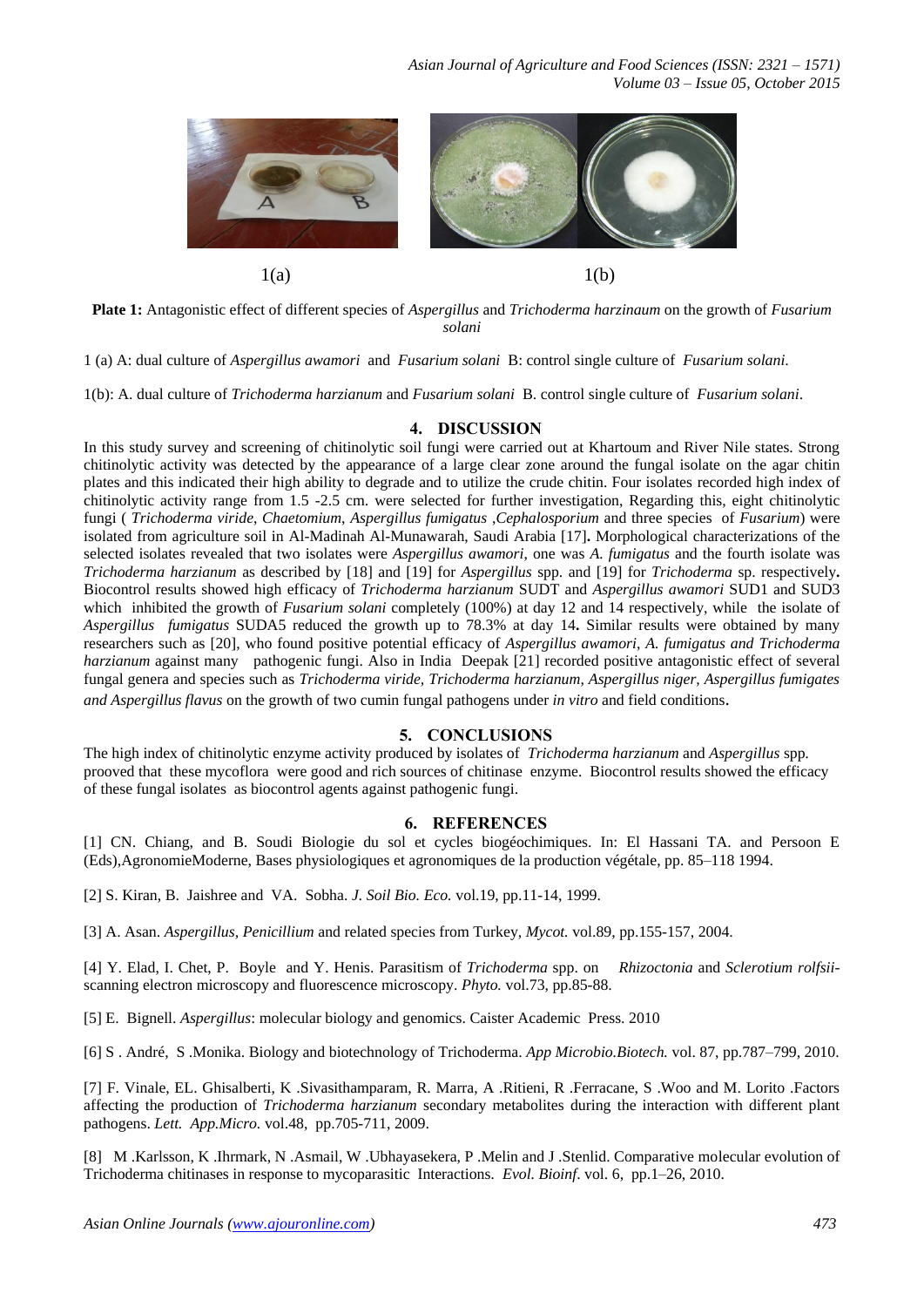1(a) 1(b)

**Plate 1:** Antagonistic effect of different species of *Aspergillus* and *Trichoderma harzinaum* on the growth of *Fusarium solani*

1 (a) A: dual culture of *Aspergillus awamori* and *Fusarium solani* B: control single culture of *Fusarium solani*.

1(b): A. dual culture of *Trichoderma harzianum* and *Fusarium solani* B. control single culture of *Fusarium solani*.

## 4. DISCUSSION

In this study survey and screening of chitinolytic soil fungi were carried out at Khartoum and River Nile states. Strong chitinolytic activity was detected by the appearance of a large clear zone around the fungal isolate on the agar chitin plates and this indicated their high ability to degrade and to utilize the crude chitin. Four isolates recorded high index of chitinolytic activity range from 1.5 -2.5 cm. were selected for further investigation, Regarding this, eight chitinolytic fungi ( *Trichoderma viride*, *Chaetomium*, *Aspergillus fumigatus* ,*Cephalosporium* and three species of *Fusarium*) were isolated from agriculture soil in Al-Madinah Al-Munawarah, Saudi Arabia [17]**.** Morphological characterizations of the selected isolates revealed that two isolates were *Aspergillus awamori,* one was *A. fumigatus* and the fourth isolate was *Trichoderma harzianum* as described by [18] and [19] for *Aspergillus* spp. and [19] for *Trichoderma* sp. respectively**.** Biocontrol results showed high efficacy of *Trichoderma harzianum* SUDT and *Aspergillus awamori* SUD1 and SUD3 which inhibited the growth of *Fusarium solani* completely (100%) at day 12 and 14 respectively, while the isolate of *Aspergillus fumigatus* SUDA5 reduced the growth up to 78.3% at day 14**.** Similar results were obtained by many researchers such as [20], who found positive potential efficacy of *Aspergillus awamori*, *A. fumigatus and Trichoderma harzianum* against many pathogenic fungi. Also in India Deepak [21] recorded positive antagonistic effect of several fungal genera and species such as *Trichoderma viride, Trichoderma harzianum, Aspergillus niger, Aspergillus fumigates and Aspergillus flavus* on the growth of two cumin fungal pathogens under *in vitro* and field conditions.

## 5. CONCLUSIONS

The high index of chitinolytic enzyme activity produced by isolates of *Trichoderma harzianum* and *Aspergillus* spp. prooved that these mycoflora were good and rich sources of chitinase enzyme. Biocontrol results showed the efficacy of these fungal isolates as biocontrol agents against pathogenic fungi.

## 6. REFERENCES

[1] CN. Chiang, and B. Soudi Biologie du sol et cycles biogéochimiques. In: El Hassani TA. and Persoon E (Eds),AgronomieModerne, Bases physiologiques et agronomiques de la production végétale, pp. 85–118 1994.

[2] S. Kiran, B. Jaishree and VA. Sobha. *J. Soil Bio. Eco.* vol.19, pp.11-14, 1999.

[3] A. Asan. *Aspergillus, Penicillium* and related species from Turkey, *Mycot.* vol.89, pp.155-157, 2004.

[4] Y. Elad, I. Chet, P. Boyle and Y. Henis. Parasitism of *Trichoderma* spp. on *Rhizoctonia* and *Sclerotium rolfsii*-scanning electron microscopy and fluorescence microscopy. *Phyto.* vol.73, pp.85-88.

[5] E. Bignell. *Aspergillus*: molecular biology and genomics. Caister Academic Press. 2010

[6] S . André, S .Monika. Biology and biotechnology of Trichoderma. *App Microbio.Biotech.* vol. 87, pp.787–799, 2010.

[7] F. Vinale, EL. Ghisalberti, K .Sivasithamparam, R. Marra, A .Ritieni, R .Ferracane, S .Woo and M. Lorito .Factors affecting the production of *Trichoderma harzianum* secondary metabolites during the interaction with different plant pathogens. *Lett. App.Micro.* vol.48, pp.705-711, 2009.

[8] M .Karlsson, K .Ihrmark, N .Asmail, W .Ubhayasekera, P .Melin and J .Stenlid. Comparative molecular evolution of Trichoderma chitinases in response to mycoparasitic Interactions. *Evol. Bioinf*. vol. 6, pp.1–26, 2010.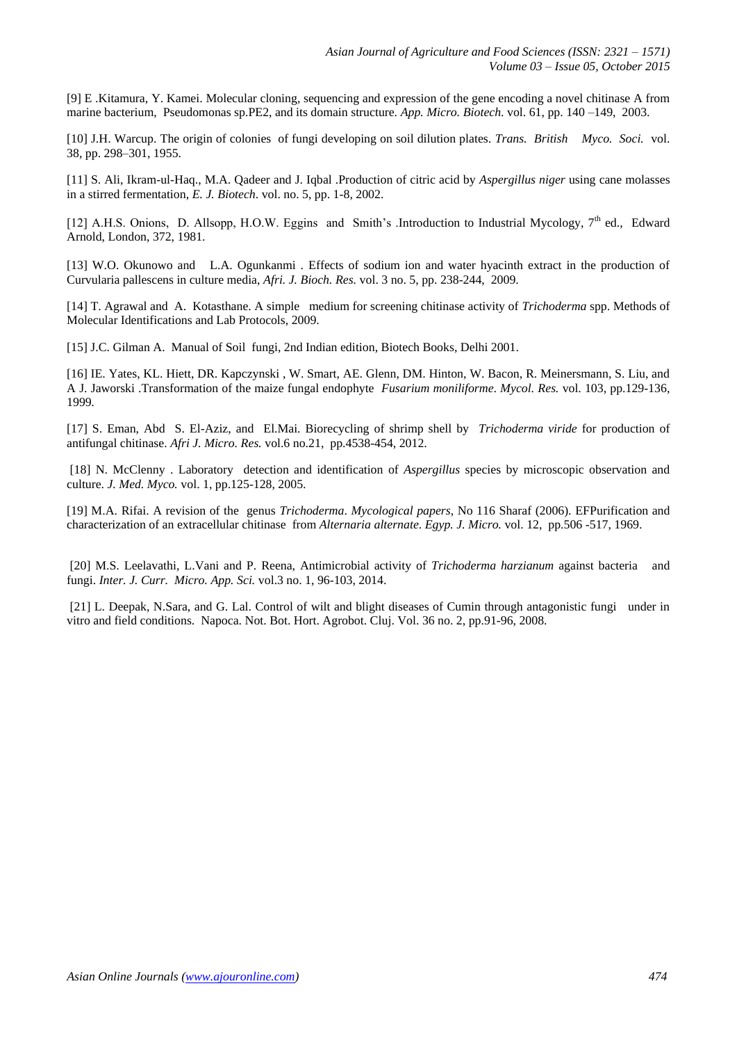[9] E .Kitamura, Y. Kamei. Molecular cloning, sequencing and expression of the gene encoding a novel chitinase A from marine bacterium, Pseudomonas sp.PE2, and its domain structure. *App. Micro. Biotech.* vol. 61, pp. 140 –149, 2003.

[10] J.H. Warcup. The origin of colonies of fungi developing on soil dilution plates. *Trans. British Myco. Soci.* vol. 38, pp. 298–301, 1955.

[11] S. Ali, Ikram-ul-Haq., M.A. Qadeer and J. Iqbal .Production of citric acid by *Aspergillus niger* using cane molasses in a stirred fermentation, *E. J. Biotech*. vol. no. 5, pp. 1-8, 2002.

[12] A.H.S. Onions, D. Allsopp, H.O.W. Eggins and Smith's .Introduction to Industrial Mycology, 7th ed., Edward Arnold, London, 372, 1981.

[13] W.O. Okunowo and L.A. Ogunkanmi . Effects of sodium ion and water hyacinth extract in the production of Curvularia pallescens in culture media, *Afri. J. Bioch. Res.* vol. 3 no. 5, pp. 238-244, 2009.

[14] T. Agrawal and A. Kotasthane. A simple medium for screening chitinase activity of *Trichoderma* spp. Methods of Molecular Identifications and Lab Protocols, 2009.

[15] J.C. Gilman A. Manual of Soil fungi, 2nd Indian edition, Biotech Books, Delhi 2001.

[16] IE. Yates, KL. Hiett, DR. Kapczynski , W. Smart, AE. Glenn, DM. Hinton, W. Bacon, R. Meinersmann, S. Liu, and A J. Jaworski .Transformation of the maize fungal endophyte *Fusarium moniliforme*. *Mycol. Res.* vol. 103, pp.129-136, 1999.

[17] S. Eman, Abd S. El-Aziz, and El.Mai. Biorecycling of shrimp shell by *Trichoderma viride* for production of antifungal chitinase. *Afri J. Micro. Res.* vol.6 no.21, pp.4538-454, 2012.

[18] N. McClenny . Laboratory detection and identification of *Aspergillus* species by microscopic observation and culture. *J. Med. Myco.* vol. 1, pp.125-128, 2005.

[19] M.A. Rifai. A revision of the genus *Trichoderma*. *Mycological papers*, No 116 Sharaf (2006). EFPurification and characterization of an extracellular chitinase from *Alternaria alternate*. *Egyp. J. Micro.* vol. 12, pp.506 -517, 1969.

[20] M.S. Leelavathi, L.Vani and P. Reena, Antimicrobial activity of *Trichoderma harzianum* against bacteria and fungi. *Inter. J. Curr. Micro. App. Sci.* vol.3 no. 1, 96-103, 2014.

[21] L. Deepak, N.Sara, and G. Lal. Control of wilt and blight diseases of Cumin through antagonistic fungi under in vitro and field conditions. Napoca. Not. Bot. Hort. Agrobot. Cluj. Vol. 36 no. 2, pp.91-96, 2008.